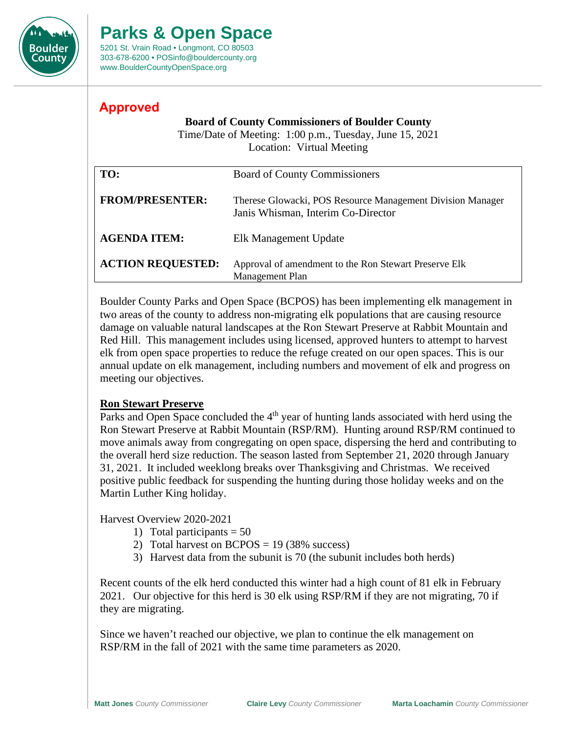# Parks & Open Space

5201 St. Vrain Road • Longmont, CO 80503
303-678-6200 • POSinfo@bouldercounty.org
www.BoulderCountyOpenSpace.org

**Approved**

**Board of County Commissioners of Boulder County**
Time/Date of Meeting: 1:00 p.m., Tuesday, June 15, 2021
Location: Virtual Meeting

| | |
|---|---|
| **TO:** | Board of County Commissioners |
| **FROM/PRESENTER:** | Therese Glowacki, POS Resource Management Division Manager<br>Janis Whisman, Interim Co-Director |
| **AGENDA ITEM:** | Elk Management Update |
| **ACTION REQUESTED:** | Approval of amendment to the Ron Stewart Preserve Elk Management Plan |

Boulder County Parks and Open Space (BCPOS) has been implementing elk management in two areas of the county to address non-migrating elk populations that are causing resource damage on valuable natural landscapes at the Ron Stewart Preserve at Rabbit Mountain and Red Hill. This management includes using licensed, approved hunters to attempt to harvest elk from open space properties to reduce the refuge created on our open spaces. This is our annual update on elk management, including numbers and movement of elk and progress on meeting our objectives.

**Ron Stewart Preserve**

Parks and Open Space concluded the 4th year of hunting lands associated with herd using the Ron Stewart Preserve at Rabbit Mountain (RSP/RM). Hunting around RSP/RM continued to move animals away from congregating on open space, dispersing the herd and contributing to the overall herd size reduction. The season lasted from September 21, 2020 through January 31, 2021. It included weeklong breaks over Thanksgiving and Christmas. We received positive public feedback for suspending the hunting during those holiday weeks and on the Martin Luther King holiday.

Harvest Overview 2020-2021

1) Total participants = 50
2) Total harvest on BCPOS = 19 (38% success)
3) Harvest data from the subunit is 70 (the subunit includes both herds)

Recent counts of the elk herd conducted this winter had a high count of 81 elk in February 2021. Our objective for this herd is 30 elk using RSP/RM if they are not migrating, 70 if they are migrating.

Since we haven't reached our objective, we plan to continue the elk management on RSP/RM in the fall of 2021 with the same time parameters as 2020.

**Matt Jones** *County Commissioner* **Claire Levy** *County Commissioner* **Marta Loachamin** *County Commissioner*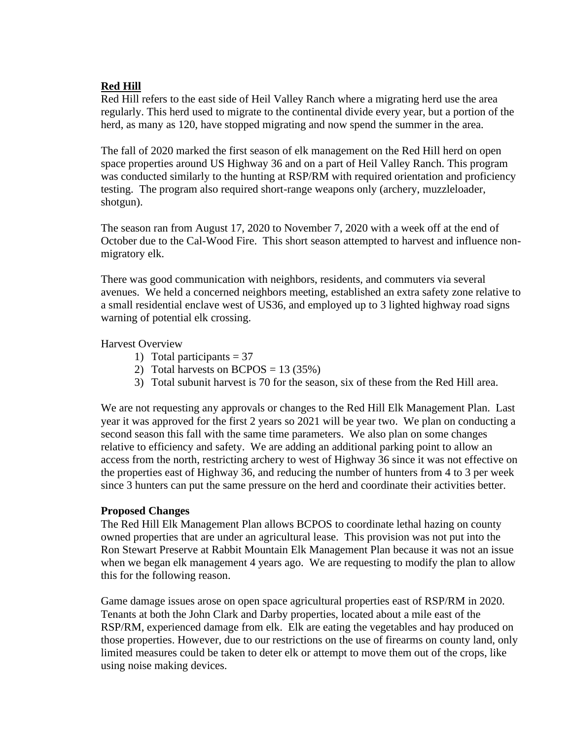## **Red Hill**

Red Hill refers to the east side of Heil Valley Ranch where a migrating herd use the area regularly. This herd used to migrate to the continental divide every year, but a portion of the herd, as many as 120, have stopped migrating and now spend the summer in the area.

The fall of 2020 marked the first season of elk management on the Red Hill herd on open space properties around US Highway 36 and on a part of Heil Valley Ranch. This program was conducted similarly to the hunting at RSP/RM with required orientation and proficiency testing. The program also required short-range weapons only (archery, muzzleloader, shotgun).

The season ran from August 17, 2020 to November 7, 2020 with a week off at the end of October due to the Cal-Wood Fire. This short season attempted to harvest and influence non-migratory elk.

There was good communication with neighbors, residents, and commuters via several avenues. We held a concerned neighbors meeting, established an extra safety zone relative to a small residential enclave west of US36, and employed up to 3 lighted highway road signs warning of potential elk crossing.

Harvest Overview

1) Total participants = 37
2) Total harvests on BCPOS = 13 (35%)
3) Total subunit harvest is 70 for the season, six of these from the Red Hill area.

We are not requesting any approvals or changes to the Red Hill Elk Management Plan. Last year it was approved for the first 2 years so 2021 will be year two. We plan on conducting a second season this fall with the same time parameters. We also plan on some changes relative to efficiency and safety. We are adding an additional parking point to allow an access from the north, restricting archery to west of Highway 36 since it was not effective on the properties east of Highway 36, and reducing the number of hunters from 4 to 3 per week since 3 hunters can put the same pressure on the herd and coordinate their activities better.

## **Proposed Changes**

The Red Hill Elk Management Plan allows BCPOS to coordinate lethal hazing on county owned properties that are under an agricultural lease. This provision was not put into the Ron Stewart Preserve at Rabbit Mountain Elk Management Plan because it was not an issue when we began elk management 4 years ago. We are requesting to modify the plan to allow this for the following reason.

Game damage issues arose on open space agricultural properties east of RSP/RM in 2020. Tenants at both the John Clark and Darby properties, located about a mile east of the RSP/RM, experienced damage from elk. Elk are eating the vegetables and hay produced on those properties. However, due to our restrictions on the use of firearms on county land, only limited measures could be taken to deter elk or attempt to move them out of the crops, like using noise making devices.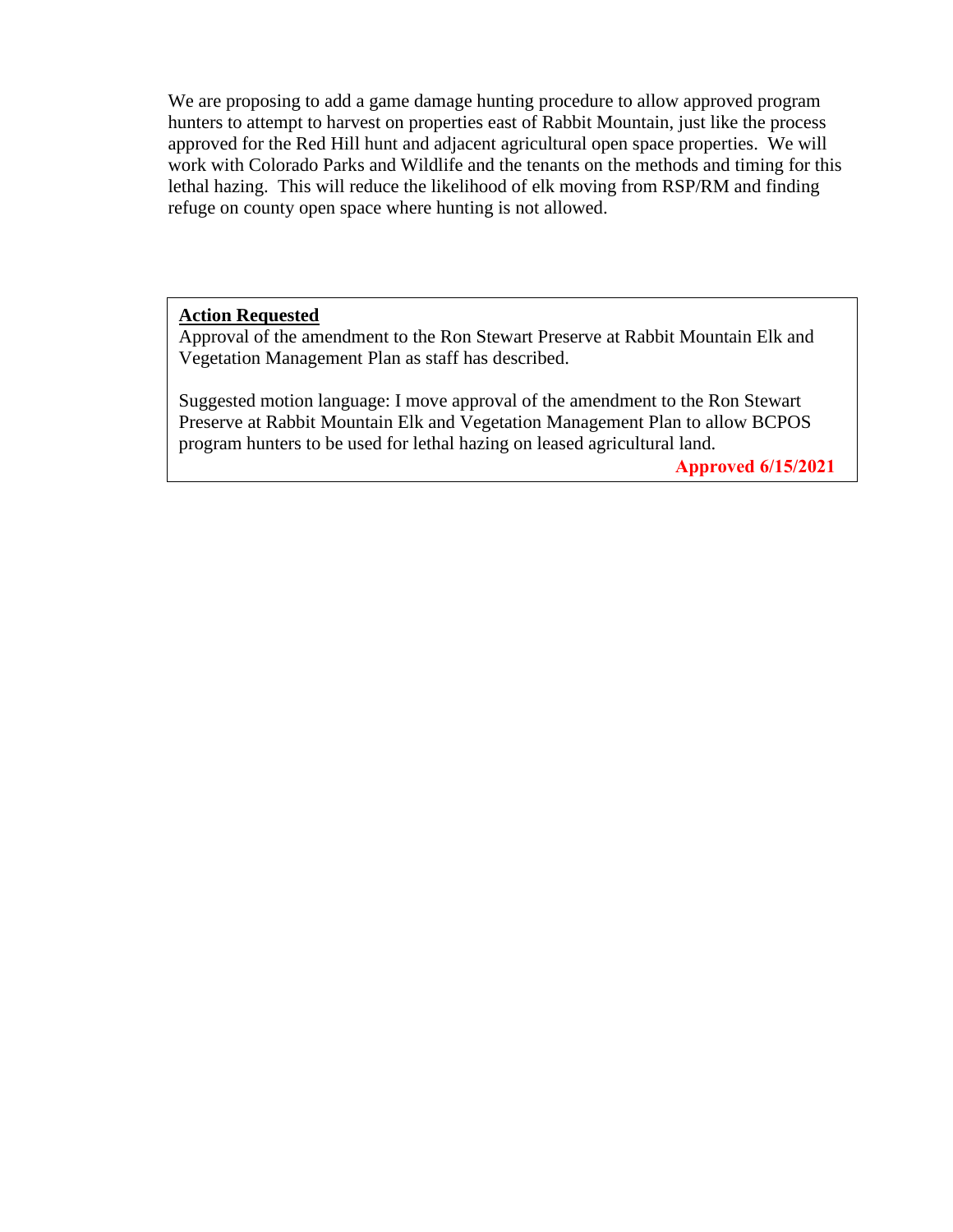We are proposing to add a game damage hunting procedure to allow approved program hunters to attempt to harvest on properties east of Rabbit Mountain, just like the process approved for the Red Hill hunt and adjacent agricultural open space properties. We will work with Colorado Parks and Wildlife and the tenants on the methods and timing for this lethal hazing. This will reduce the likelihood of elk moving from RSP/RM and finding refuge on county open space where hunting is not allowed.

**Action Requested**

Approval of the amendment to the Ron Stewart Preserve at Rabbit Mountain Elk and Vegetation Management Plan as staff has described.

Suggested motion language: I move approval of the amendment to the Ron Stewart Preserve at Rabbit Mountain Elk and Vegetation Management Plan to allow BCPOS program hunters to be used for lethal hazing on leased agricultural land.

**Approved 6/15/2021**